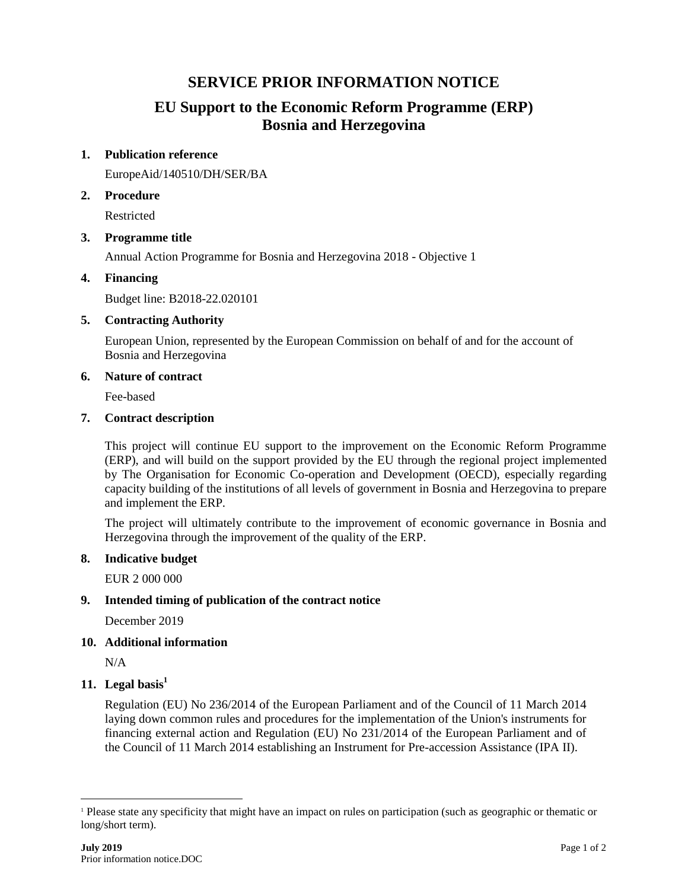# SERVICE PRIOR INFORMATION NOTICE

## EU Support to the Economic Reform Programme (ERP) Bosnia and Herzegovina

**1. Publication reference**

EuropeAid/140510/DH/SER/BA

**2. Procedure**

Restricted

**3. Programme title**

Annual Action Programme for Bosnia and Herzegovina 2018 - Objective 1

**4. Financing**

Budget line: B2018-22.020101

**5. Contracting Authority**

European Union, represented by the European Commission on behalf of and for the account of Bosnia and Herzegovina

**6. Nature of contract**

Fee-based

**7. Contract description**

This project will continue EU support to the improvement on the Economic Reform Programme (ERP), and will build on the support provided by the EU through the regional project implemented by The Organisation for Economic Co-operation and Development (OECD), especially regarding capacity building of the institutions of all levels of government in Bosnia and Herzegovina to prepare and implement the ERP.

The project will ultimately contribute to the improvement of economic governance in Bosnia and Herzegovina through the improvement of the quality of the ERP.

**8. Indicative budget**

EUR 2 000 000

**9. Intended timing of publication of the contract notice**

December 2019

**10. Additional information**

N/A

**11. Legal basis[1]**

Regulation (EU) No 236/2014 of the European Parliament and of the Council of 11 March 2014 laying down common rules and procedures for the implementation of the Union's instruments for financing external action and Regulation (EU) No 231/2014 of the European Parliament and of the Council of 11 March 2014 establishing an Instrument for Pre-accession Assistance (IPA II).

---

[1] Please state any specificity that might have an impact on rules on participation (such as geographic or thematic or long/short term).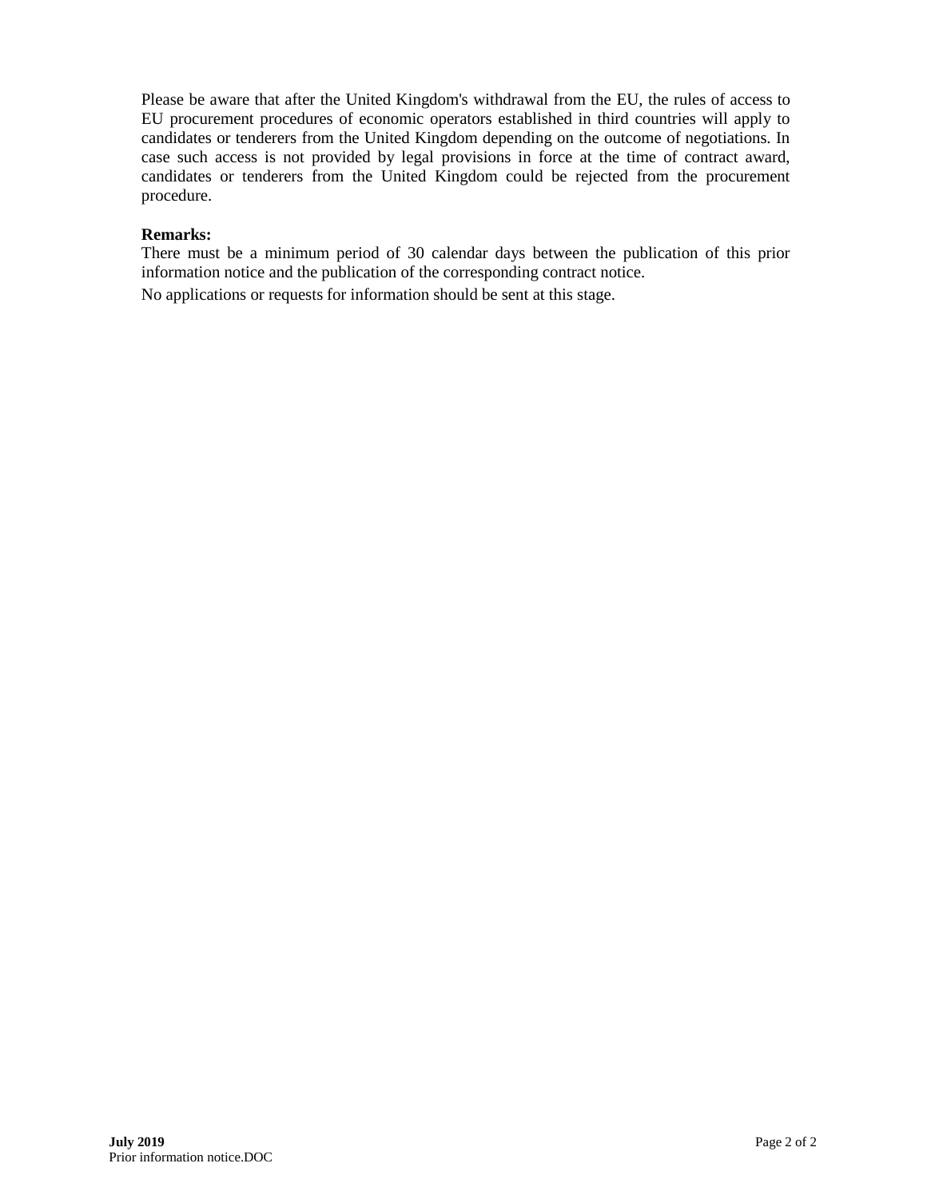Please be aware that after the United Kingdom's withdrawal from the EU, the rules of access to EU procurement procedures of economic operators established in third countries will apply to candidates or tenderers from the United Kingdom depending on the outcome of negotiations. In case such access is not provided by legal provisions in force at the time of contract award, candidates or tenderers from the United Kingdom could be rejected from the procurement procedure.

**Remarks:**

There must be a minimum period of 30 calendar days between the publication of this prior information notice and the publication of the corresponding contract notice.

No applications or requests for information should be sent at this stage.